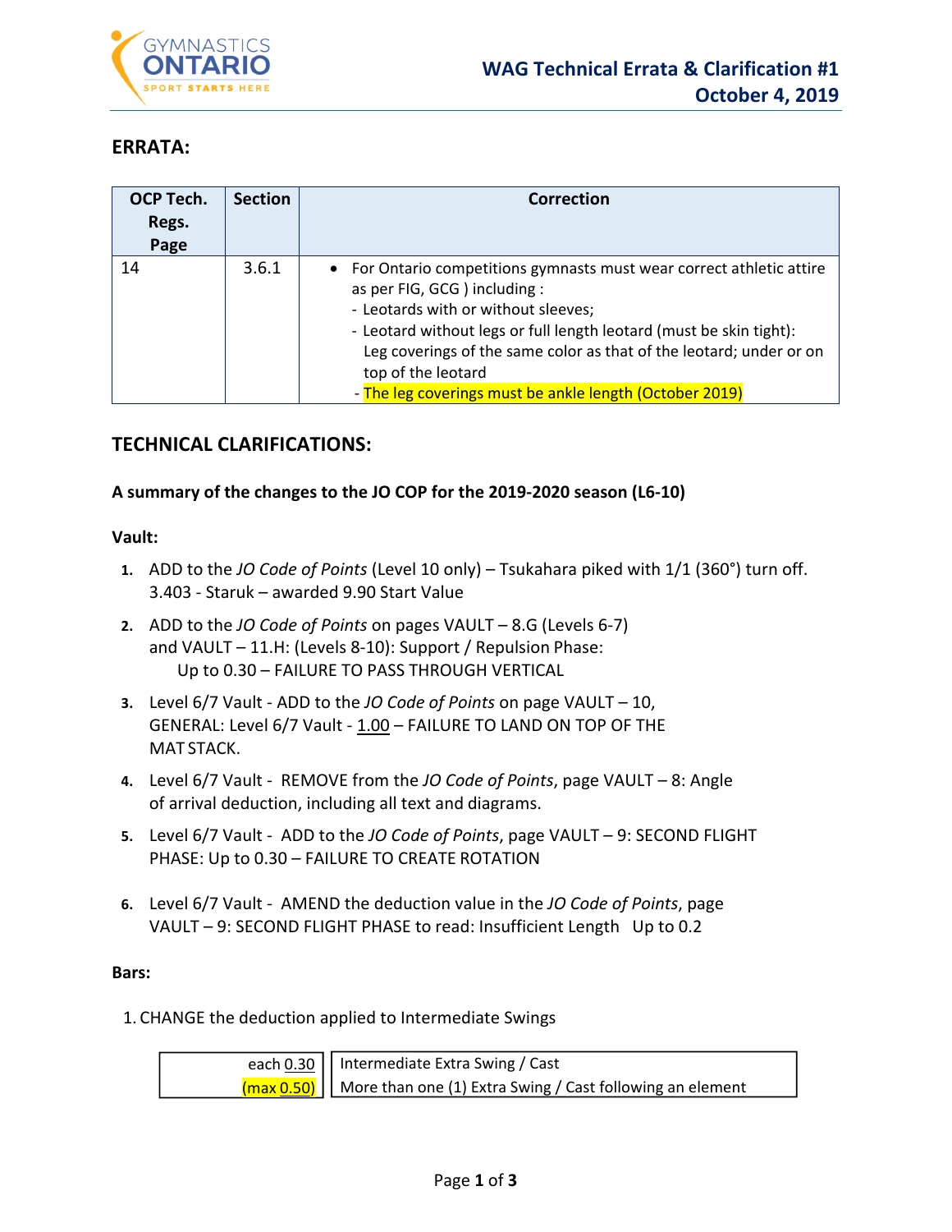# WAG Technical Errata & Clarification #1
**October 4, 2019**

## ERRATA:

| OCP Tech. Regs. Page | Section | Correction |
|---|---|---|
| 14 | 3.6.1 | • For Ontario competitions gymnasts must wear correct athletic attire as per FIG, GCG ) including :<br>- Leotards with or without sleeves;<br>- Leotard without legs or full length leotard (must be skin tight): Leg coverings of the same color as that of the leotard; under or on top of the leotard<br>- The leg coverings must be ankle length (October 2019) |

## TECHNICAL CLARIFICATIONS:

**A summary of the changes to the JO COP for the 2019-2020 season (L6-10)**

**Vault:**

1. ADD to the *JO Code of Points* (Level 10 only) – Tsukahara piked with 1/1 (360°) turn off. 3.403 - Staruk – awarded 9.90 Start Value
2. ADD to the *JO Code of Points* on pages VAULT – 8.G (Levels 6-7) and VAULT – 11.H: (Levels 8-10): Support / Repulsion Phase:
   Up to 0.30 – FAILURE TO PASS THROUGH VERTICAL
3. Level 6/7 Vault - ADD to the *JO Code of Points* on page VAULT – 10, GENERAL: Level 6/7 Vault - 1.00 – FAILURE TO LAND ON TOP OF THE MAT STACK.
4. Level 6/7 Vault - REMOVE from the *JO Code of Points*, page VAULT – 8: Angle of arrival deduction, including all text and diagrams.
5. Level 6/7 Vault - ADD to the *JO Code of Points*, page VAULT – 9: SECOND FLIGHT PHASE: Up to 0.30 – FAILURE TO CREATE ROTATION
6. Level 6/7 Vault - AMEND the deduction value in the *JO Code of Points*, page VAULT – 9: SECOND FLIGHT PHASE to read: Insufficient Length Up to 0.2

**Bars:**

1. CHANGE the deduction applied to Intermediate Swings

| | |
|---|---|
| each 0.30<br>(max 0.50) | Intermediate Extra Swing / Cast<br>More than one (1) Extra Swing / Cast following an element |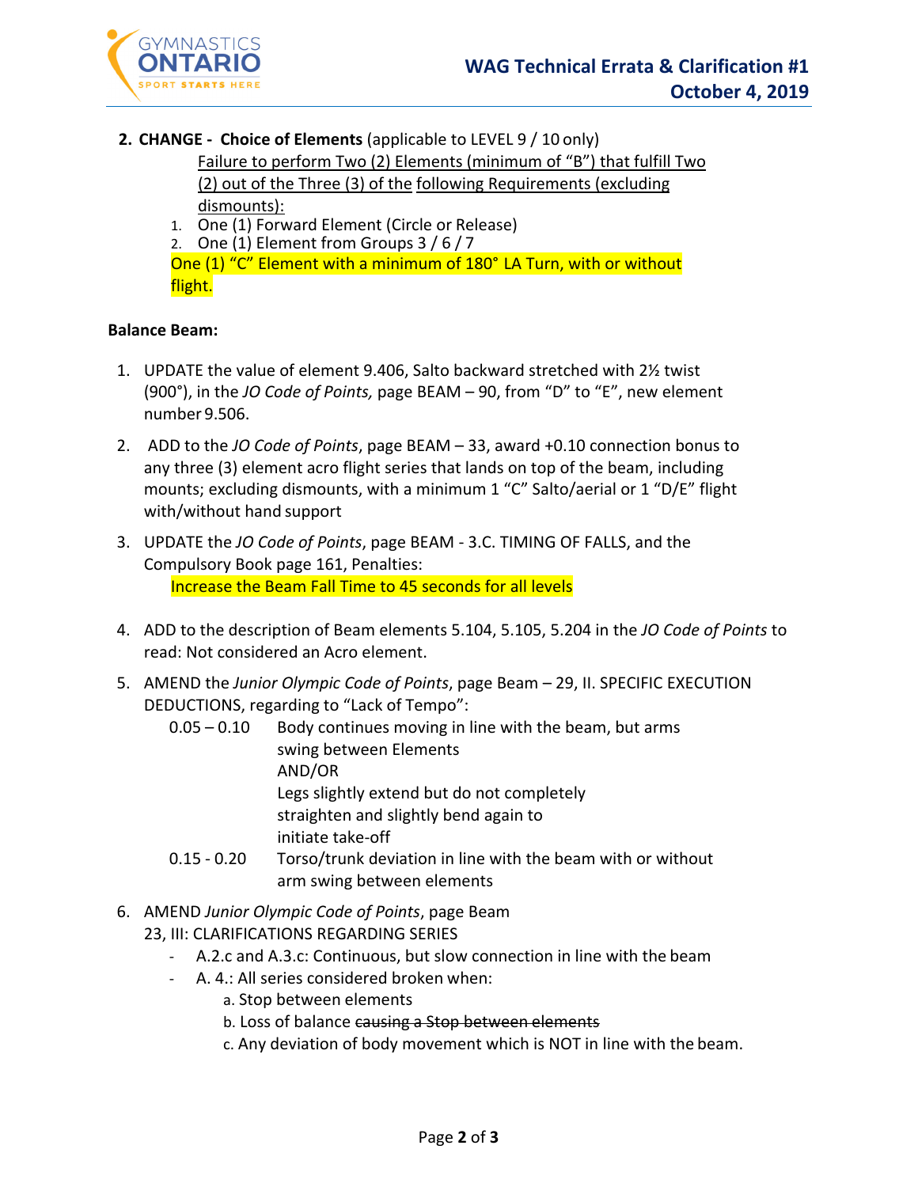2. **CHANGE - Choice of Elements** (applicable to LEVEL 9 / 10 only)

   Failure to perform Two (2) Elements (minimum of "B") that fulfill Two (2) out of the Three (3) of the following Requirements (excluding dismounts):

   1. One (1) Forward Element (Circle or Release)
   2. One (1) Element from Groups 3 / 6 / 7

   One (1) "C" Element with a minimum of 180° LA Turn, with or without flight.

**Balance Beam:**

1. UPDATE the value of element 9.406, Salto backward stretched with 2½ twist (900°), in the *JO Code of Points,* page BEAM – 90, from "D" to "E", new element number 9.506.
2. ADD to the *JO Code of Points*, page BEAM – 33, award +0.10 connection bonus to any three (3) element acro flight series that lands on top of the beam, including mounts; excluding dismounts, with a minimum 1 "C" Salto/aerial or 1 "D/E" flight with/without hand support
3. UPDATE the *JO Code of Points*, page BEAM - 3.C. TIMING OF FALLS, and the Compulsory Book page 161, Penalties:

   Increase the Beam Fall Time to 45 seconds for all levels

4. ADD to the description of Beam elements 5.104, 5.105, 5.204 in the *JO Code of Points* to read: Not considered an Acro element.
5. AMEND the *Junior Olympic Code of Points*, page Beam – 29, II. SPECIFIC EXECUTION DEDUCTIONS, regarding to "Lack of Tempo":

   | | |
   |---|---|
   | 0.05 – 0.10 | Body continues moving in line with the beam, but arms swing between Elements AND/OR Legs slightly extend but do not completely straighten and slightly bend again to initiate take-off |
   | 0.15 - 0.20 | Torso/trunk deviation in line with the beam with or without arm swing between elements |

6. AMEND *Junior Olympic Code of Points*, page Beam 23, III: CLARIFICATIONS REGARDING SERIES
   - A.2.c and A.3.c: Continuous, but slow connection in line with the beam
   - A. 4.: All series considered broken when:
     a. Stop between elements
     b. Loss of balance ~~causing a Stop between elements~~
     c. Any deviation of body movement which is NOT in line with the beam.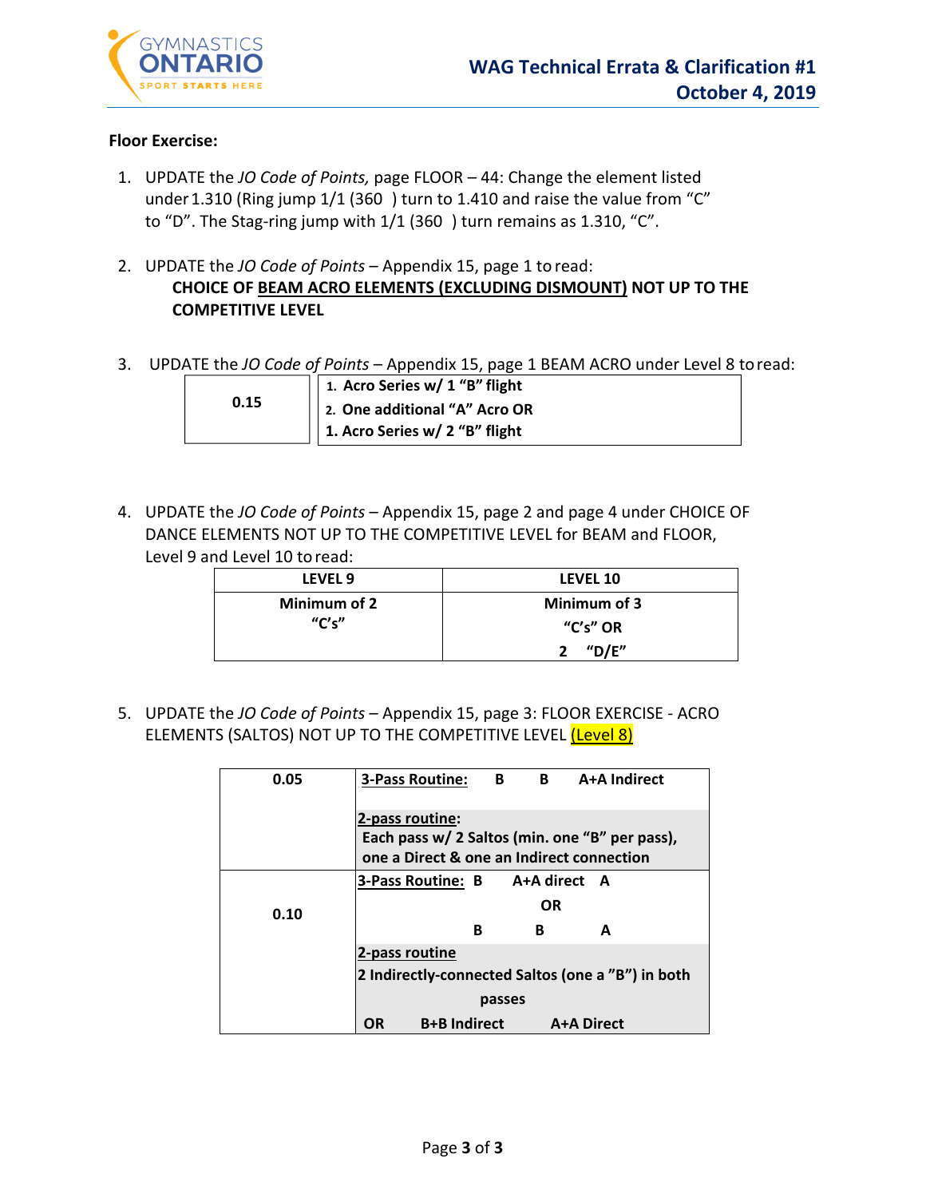Gymnastics Ontario — Sport Starts Here

**WAG Technical Errata & Clarification #1**
**October 4, 2019**

**Floor Exercise:**

1. UPDATE the *JO Code of Points,* page FLOOR – 44: Change the element listed under 1.310 (Ring jump 1/1 (360 ) turn to 1.410 and raise the value from "C" to "D". The Stag-ring jump with 1/1 (360 ) turn remains as 1.310, "C".

2. UPDATE the *JO Code of Points* – Appendix 15, page 1 to read:
   **CHOICE OF <u>BEAM ACRO ELEMENTS (EXCLUDING DISMOUNT)</u> NOT UP TO THE COMPETITIVE LEVEL**

3. UPDATE the *JO Code of Points* – Appendix 15, page 1 BEAM ACRO under Level 8 to read:

| | |
|---|---|
| **0.15** | **1. Acro Series w/ 1 "B" flight**<br>**2. One additional "A" Acro OR**<br>**1. Acro Series w/ 2 "B" flight** |

4. UPDATE the *JO Code of Points* – Appendix 15, page 2 and page 4 under CHOICE OF DANCE ELEMENTS NOT UP TO THE COMPETITIVE LEVEL for BEAM and FLOOR, Level 9 and Level 10 to read:

| **LEVEL 9** | **LEVEL 10** |
|---|---|
| **Minimum of 2 "C's"** | **Minimum of 3 "C's" OR 2 "D/E"** |

5. UPDATE the *JO Code of Points* – Appendix 15, page 3: FLOOR EXERCISE - ACRO ELEMENTS (SALTOS) NOT UP TO THE COMPETITIVE LEVEL (Level 8)

| | |
|---|---|
| **0.05** | **<u>3-Pass Routine:</u> B B A+A Indirect**<br><br>**<u>2-pass routine</u>:**<br>**Each pass w/ 2 Saltos (min. one "B" per pass), one a Direct & one an Indirect connection** |
| **0.10** | **<u>3-Pass Routine:</u> B A+A direct A**<br>**OR**<br>**B B A**<br><br>**<u>2-pass routine</u>**<br>**2 Indirectly-connected Saltos (one a "B") in both passes**<br>**OR B+B Indirect A+A Direct** |